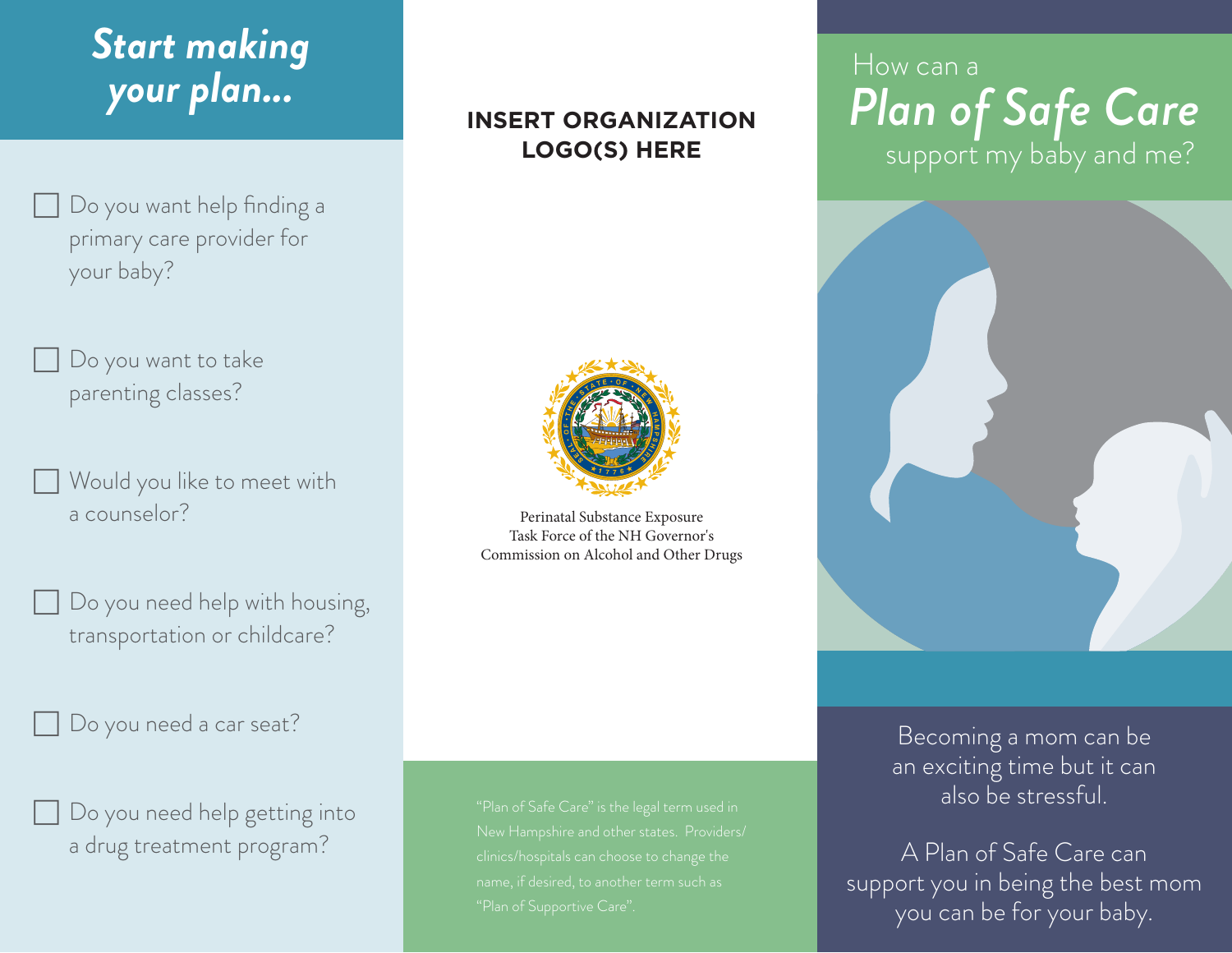# Start making your plan...

- [ ] Do you want help finding a primary care provider for your baby?
- [ ] Do you want to take parenting classes?
- [ ] Would you like to meet with a counselor?
- [ ] Do you need help with housing, transportation or childcare?
- [ ] Do you need a car seat?
- [ ] Do you need help getting into a drug treatment program?

**INSERT ORGANIZATION LOGO(S) HERE**

Perinatal Substance Exposure Task Force of the NH Governor's Commission on Alcohol and Other Drugs

"Plan of Safe Care" is the legal term used in New Hampshire and other states. Providers/clinics/hospitals can choose to change the name, if desired, to another term such as "Plan of Supportive Care".

# How can a *Plan of Safe Care* support my baby and me?

Becoming a mom can be an exciting time but it can also be stressful.

A Plan of Safe Care can support you in being the best mom you can be for your baby.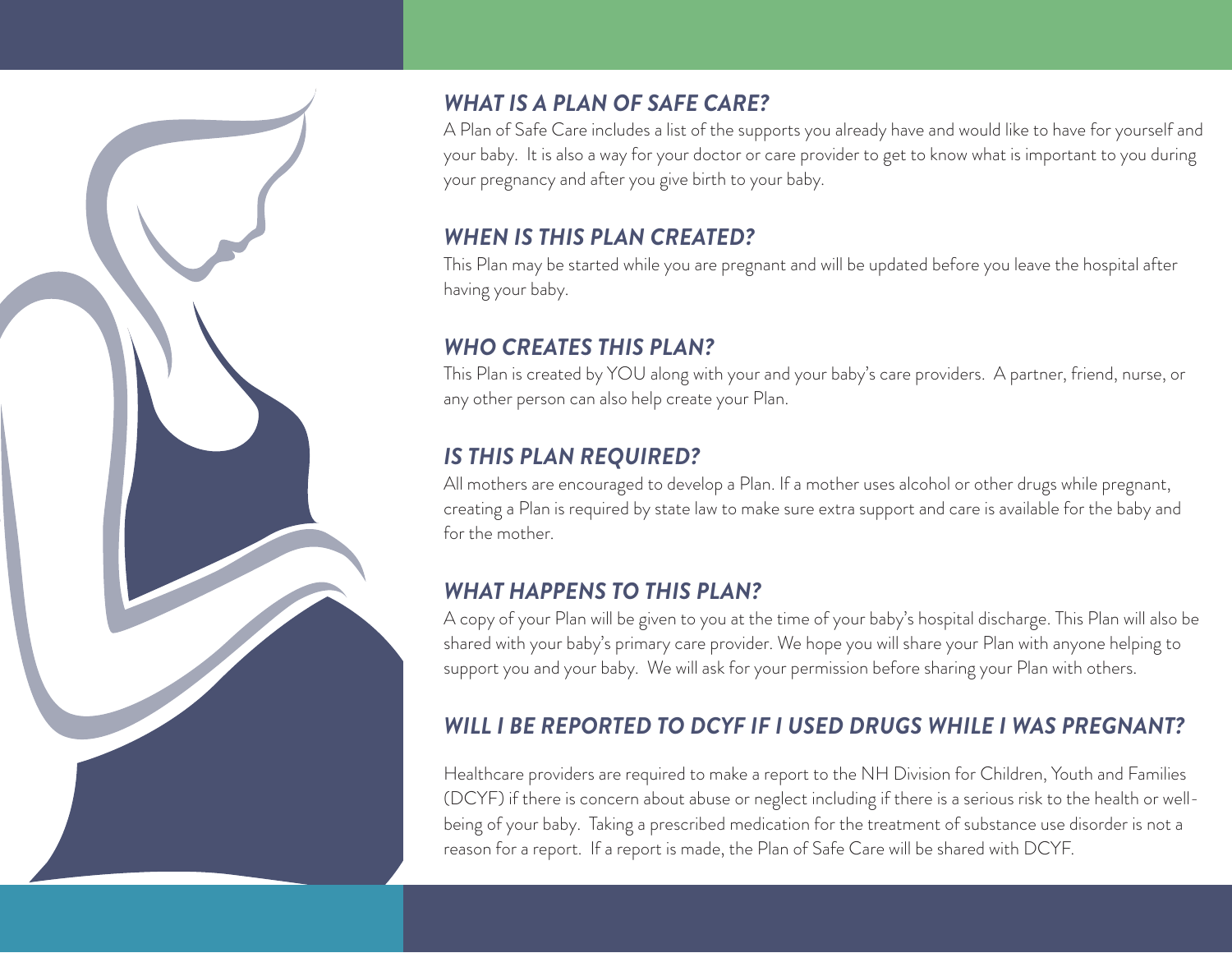## *WHAT IS A PLAN OF SAFE CARE?*

A Plan of Safe Care includes a list of the supports you already have and would like to have for yourself and your baby. It is also a way for your doctor or care provider to get to know what is important to you during your pregnancy and after you give birth to your baby.

## *WHEN IS THIS PLAN CREATED?*

This Plan may be started while you are pregnant and will be updated before you leave the hospital after having your baby.

## *WHO CREATES THIS PLAN?*

This Plan is created by YOU along with your and your baby's care providers. A partner, friend, nurse, or any other person can also help create your Plan.

## *IS THIS PLAN REQUIRED?*

All mothers are encouraged to develop a Plan. If a mother uses alcohol or other drugs while pregnant, creating a Plan is required by state law to make sure extra support and care is available for the baby and for the mother.

## *WHAT HAPPENS TO THIS PLAN?*

A copy of your Plan will be given to you at the time of your baby's hospital discharge. This Plan will also be shared with your baby's primary care provider. We hope you will share your Plan with anyone helping to support you and your baby. We will ask for your permission before sharing your Plan with others.

## *WILL I BE REPORTED TO DCYF IF I USED DRUGS WHILE I WAS PREGNANT?*

Healthcare providers are required to make a report to the NH Division for Children, Youth and Families (DCYF) if there is concern about abuse or neglect including if there is a serious risk to the health or well-being of your baby. Taking a prescribed medication for the treatment of substance use disorder is not a reason for a report. If a report is made, the Plan of Safe Care will be shared with DCYF.